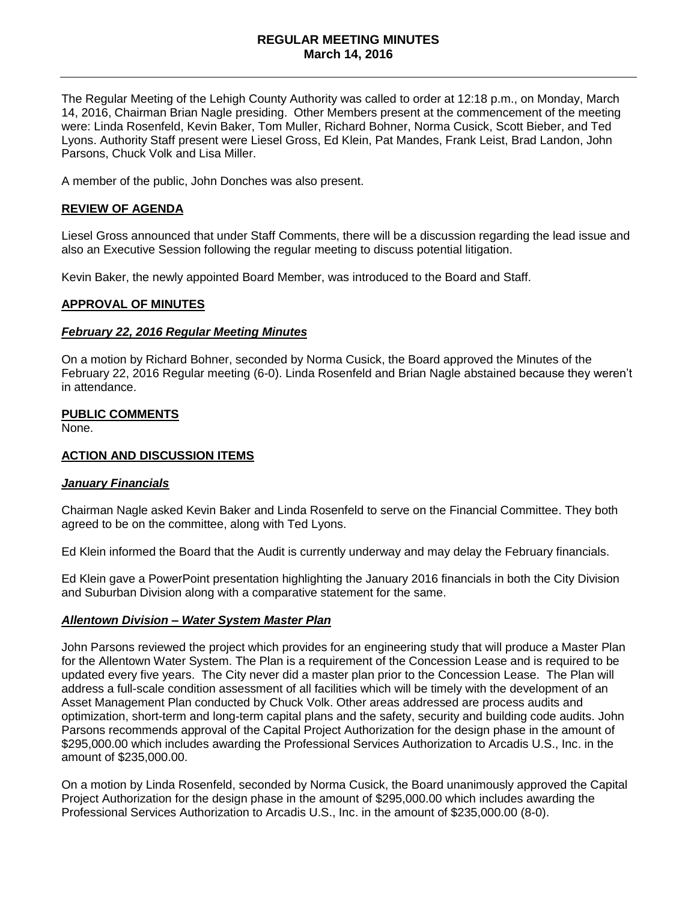# REGULAR MEETING MINUTES
## March 14, 2016

The Regular Meeting of the Lehigh County Authority was called to order at 12:18 p.m., on Monday, March 14, 2016, Chairman Brian Nagle presiding. Other Members present at the commencement of the meeting were: Linda Rosenfeld, Kevin Baker, Tom Muller, Richard Bohner, Norma Cusick, Scott Bieber, and Ted Lyons. Authority Staff present were Liesel Gross, Ed Klein, Pat Mandes, Frank Leist, Brad Landon, John Parsons, Chuck Volk and Lisa Miller.

A member of the public, John Donches was also present.

### REVIEW OF AGENDA

Liesel Gross announced that under Staff Comments, there will be a discussion regarding the lead issue and also an Executive Session following the regular meeting to discuss potential litigation.

Kevin Baker, the newly appointed Board Member, was introduced to the Board and Staff.

### APPROVAL OF MINUTES

#### *February 22, 2016 Regular Meeting Minutes*

On a motion by Richard Bohner, seconded by Norma Cusick, the Board approved the Minutes of the February 22, 2016 Regular meeting (6-0). Linda Rosenfeld and Brian Nagle abstained because they weren't in attendance.

### PUBLIC COMMENTS

None.

### ACTION AND DISCUSSION ITEMS

#### *January Financials*

Chairman Nagle asked Kevin Baker and Linda Rosenfeld to serve on the Financial Committee. They both agreed to be on the committee, along with Ted Lyons.

Ed Klein informed the Board that the Audit is currently underway and may delay the February financials.

Ed Klein gave a PowerPoint presentation highlighting the January 2016 financials in both the City Division and Suburban Division along with a comparative statement for the same.

#### *Allentown Division – Water System Master Plan*

John Parsons reviewed the project which provides for an engineering study that will produce a Master Plan for the Allentown Water System. The Plan is a requirement of the Concession Lease and is required to be updated every five years. The City never did a master plan prior to the Concession Lease. The Plan will address a full-scale condition assessment of all facilities which will be timely with the development of an Asset Management Plan conducted by Chuck Volk. Other areas addressed are process audits and optimization, short-term and long-term capital plans and the safety, security and building code audits. John Parsons recommends approval of the Capital Project Authorization for the design phase in the amount of $295,000.00 which includes awarding the Professional Services Authorization to Arcadis U.S., Inc. in the amount of $235,000.00.

On a motion by Linda Rosenfeld, seconded by Norma Cusick, the Board unanimously approved the Capital Project Authorization for the design phase in the amount of $295,000.00 which includes awarding the Professional Services Authorization to Arcadis U.S., Inc. in the amount of $235,000.00 (8-0).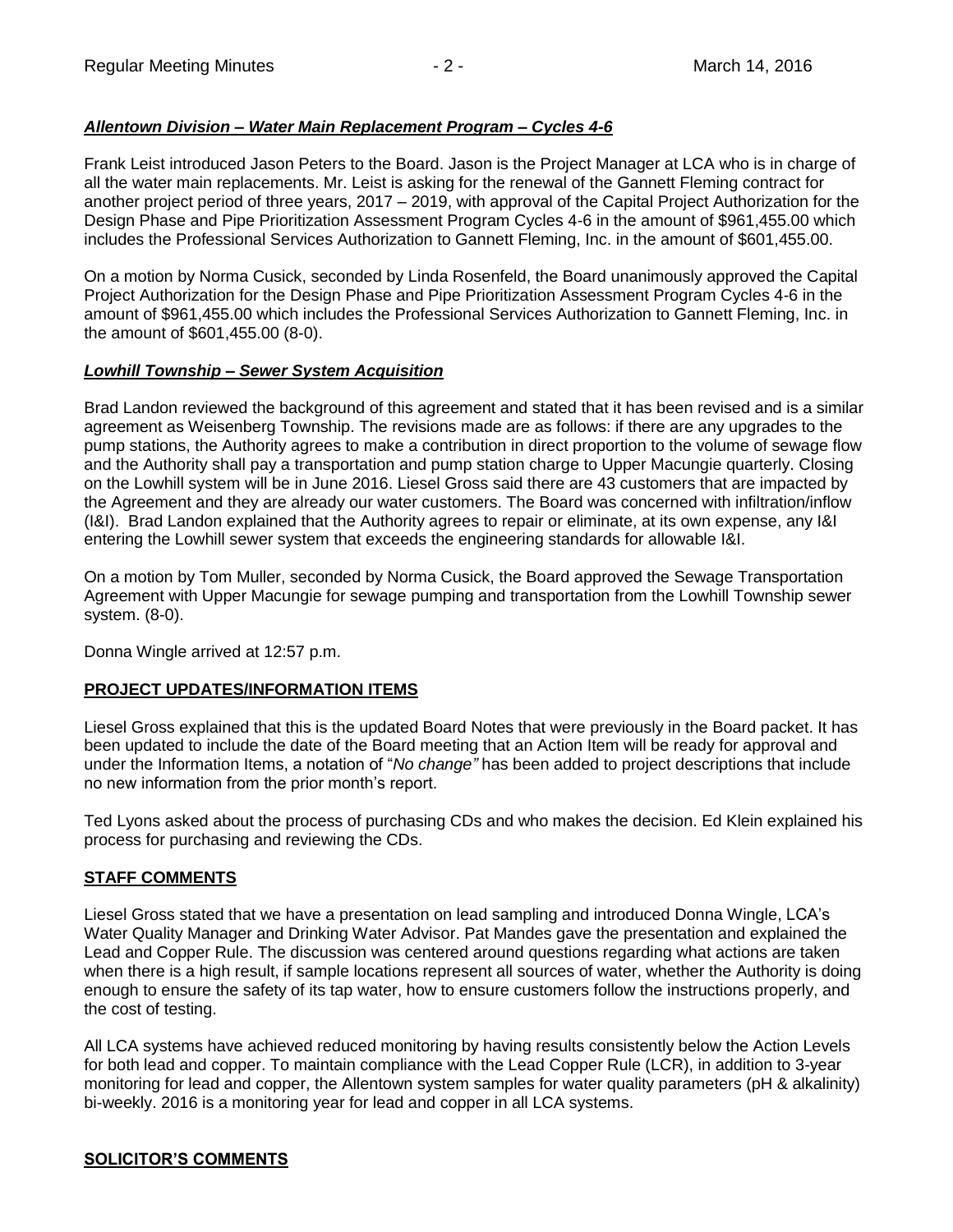### ***Allentown Division – Water Main Replacement Program – Cycles 4-6***

Frank Leist introduced Jason Peters to the Board. Jason is the Project Manager at LCA who is in charge of all the water main replacements. Mr. Leist is asking for the renewal of the Gannett Fleming contract for another project period of three years, 2017 – 2019, with approval of the Capital Project Authorization for the Design Phase and Pipe Prioritization Assessment Program Cycles 4-6 in the amount of $961,455.00 which includes the Professional Services Authorization to Gannett Fleming, Inc. in the amount of $601,455.00.

On a motion by Norma Cusick, seconded by Linda Rosenfeld, the Board unanimously approved the Capital Project Authorization for the Design Phase and Pipe Prioritization Assessment Program Cycles 4-6 in the amount of $961,455.00 which includes the Professional Services Authorization to Gannett Fleming, Inc. in the amount of $601,455.00 (8-0).

### ***Lowhill Township – Sewer System Acquisition***

Brad Landon reviewed the background of this agreement and stated that it has been revised and is a similar agreement as Weisenberg Township. The revisions made are as follows: if there are any upgrades to the pump stations, the Authority agrees to make a contribution in direct proportion to the volume of sewage flow and the Authority shall pay a transportation and pump station charge to Upper Macungie quarterly. Closing on the Lowhill system will be in June 2016. Liesel Gross said there are 43 customers that are impacted by the Agreement and they are already our water customers. The Board was concerned with infiltration/inflow (I&I). Brad Landon explained that the Authority agrees to repair or eliminate, at its own expense, any I&I entering the Lowhill sewer system that exceeds the engineering standards for allowable I&I.

On a motion by Tom Muller, seconded by Norma Cusick, the Board approved the Sewage Transportation Agreement with Upper Macungie for sewage pumping and transportation from the Lowhill Township sewer system. (8-0).

Donna Wingle arrived at 12:57 p.m.

## **PROJECT UPDATES/INFORMATION ITEMS**

Liesel Gross explained that this is the updated Board Notes that were previously in the Board packet. It has been updated to include the date of the Board meeting that an Action Item will be ready for approval and under the Information Items, a notation of "*No change"* has been added to project descriptions that include no new information from the prior month's report.

Ted Lyons asked about the process of purchasing CDs and who makes the decision. Ed Klein explained his process for purchasing and reviewing the CDs.

## **STAFF COMMENTS**

Liesel Gross stated that we have a presentation on lead sampling and introduced Donna Wingle, LCA's Water Quality Manager and Drinking Water Advisor. Pat Mandes gave the presentation and explained the Lead and Copper Rule. The discussion was centered around questions regarding what actions are taken when there is a high result, if sample locations represent all sources of water, whether the Authority is doing enough to ensure the safety of its tap water, how to ensure customers follow the instructions properly, and the cost of testing.

All LCA systems have achieved reduced monitoring by having results consistently below the Action Levels for both lead and copper. To maintain compliance with the Lead Copper Rule (LCR), in addition to 3-year monitoring for lead and copper, the Allentown system samples for water quality parameters (pH & alkalinity) bi-weekly. 2016 is a monitoring year for lead and copper in all LCA systems.

## **SOLICITOR'S COMMENTS**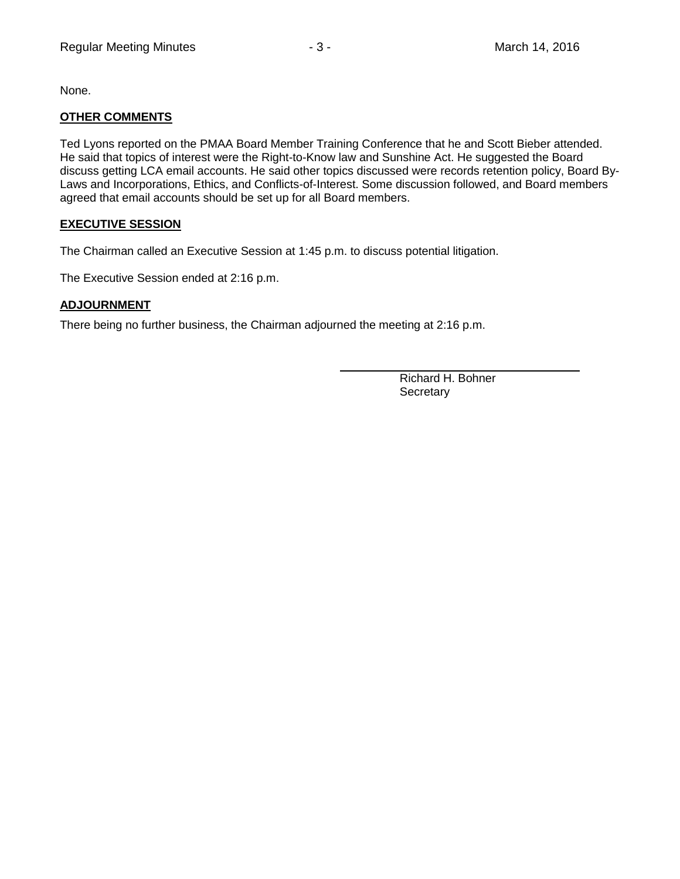None.

**OTHER COMMENTS**

Ted Lyons reported on the PMAA Board Member Training Conference that he and Scott Bieber attended. He said that topics of interest were the Right-to-Know law and Sunshine Act. He suggested the Board discuss getting LCA email accounts. He said other topics discussed were records retention policy, Board By-Laws and Incorporations, Ethics, and Conflicts-of-Interest. Some discussion followed, and Board members agreed that email accounts should be set up for all Board members.

**EXECUTIVE SESSION**

The Chairman called an Executive Session at 1:45 p.m. to discuss potential litigation.

The Executive Session ended at 2:16 p.m.

**ADJOURNMENT**

There being no further business, the Chairman adjourned the meeting at 2:16 p.m.

Richard H. Bohner
Secretary